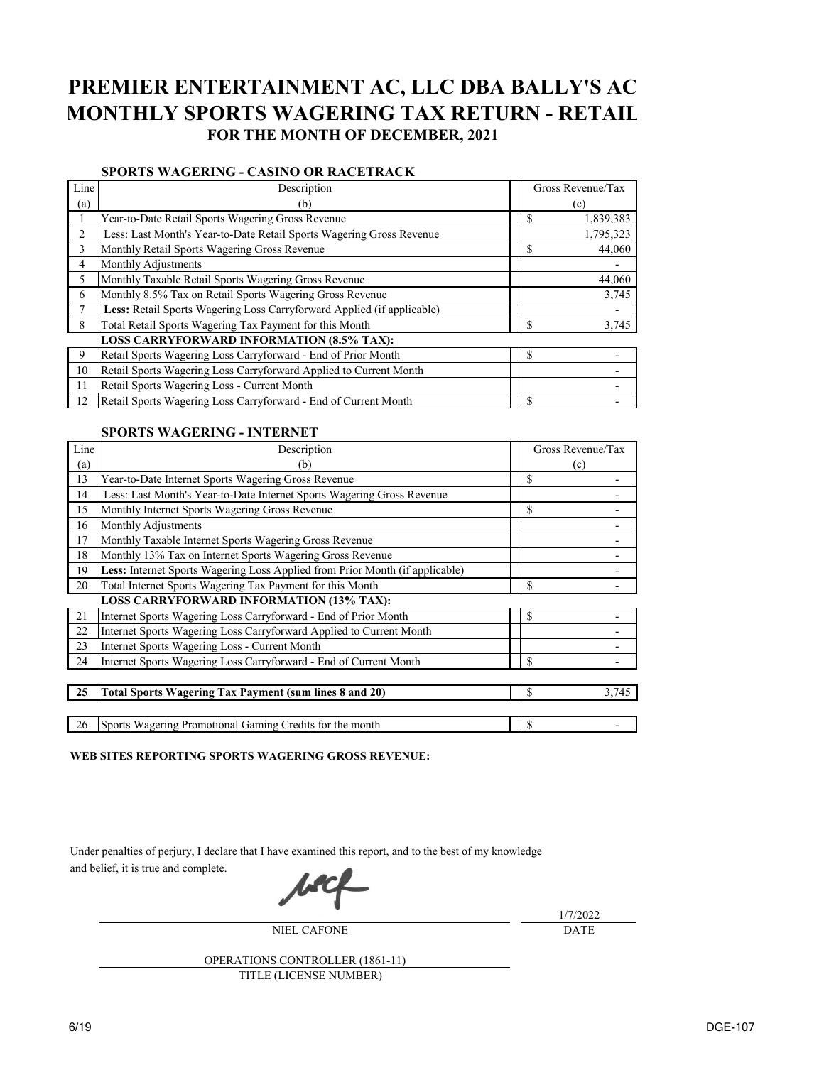// PREMIER ENTERTAINMENT AC, LLC DBA BALLY'S AC
# PREMIER ENTERTAINMENT AC, LLC DBA BALLY'S AC
# MONTHLY SPORTS WAGERING TAX RETURN - RETAIL
## FOR THE MONTH OF DECEMBER, 2021

### SPORTS WAGERING - CASINO OR RACETRACK

| Line (a) | Description (b) | Gross Revenue/Tax (c) |
|---|---|---|
| 1 | Year-to-Date Retail Sports Wagering Gross Revenue | $ 1,839,383 |
| 2 | Less: Last Month's Year-to-Date Retail Sports Wagering Gross Revenue | 1,795,323 |
| 3 | Monthly Retail Sports Wagering Gross Revenue | $ 44,060 |
| 4 | Monthly Adjustments | - |
| 5 | Monthly Taxable Retail Sports Wagering Gross Revenue | 44,060 |
| 6 | Monthly 8.5% Tax on Retail Sports Wagering Gross Revenue | 3,745 |
| 7 | **Less:** Retail Sports Wagering Loss Carryforward Applied (if applicable) | - |
| 8 | Total Retail Sports Wagering Tax Payment for this Month | $ 3,745 |
| | **LOSS CARRYFORWARD INFORMATION (8.5% TAX):** | |
| 9 | Retail Sports Wagering Loss Carryforward - End of Prior Month | $ - |
| 10 | Retail Sports Wagering Loss Carryforward Applied to Current Month | - |
| 11 | Retail Sports Wagering Loss - Current Month | - |
| 12 | Retail Sports Wagering Loss Carryforward - End of Current Month | $ - |

### SPORTS WAGERING - INTERNET

| Line (a) | Description (b) | Gross Revenue/Tax (c) |
|---|---|---|
| 13 | Year-to-Date Internet Sports Wagering Gross Revenue | $ - |
| 14 | Less: Last Month's Year-to-Date Internet Sports Wagering Gross Revenue | - |
| 15 | Monthly Internet Sports Wagering Gross Revenue | $ - |
| 16 | Monthly Adjustments | - |
| 17 | Monthly Taxable Internet Sports Wagering Gross Revenue | - |
| 18 | Monthly 13% Tax on Internet Sports Wagering Gross Revenue | - |
| 19 | **Less:** Internet Sports Wagering Loss Applied from Prior Month (if applicable) | - |
| 20 | Total Internet Sports Wagering Tax Payment for this Month | $ - |
| | **LOSS CARRYFORWARD INFORMATION (13% TAX):** | |
| 21 | Internet Sports Wagering Loss Carryforward - End of Prior Month | $ - |
| 22 | Internet Sports Wagering Loss Carryforward Applied to Current Month | - |
| 23 | Internet Sports Wagering Loss - Current Month | - |
| 24 | Internet Sports Wagering Loss Carryforward - End of Current Month | $ - |
| **25** | **Total Sports Wagering Tax Payment (sum lines 8 and 20)** | $ 3,745 |
| 26 | Sports Wagering Promotional Gaming Credits for the month | $ - |

**WEB SITES REPORTING SPORTS WAGERING GROSS REVENUE:**

Under penalties of perjury, I declare that I have examined this report, and to the best of my knowledge and belief, it is true and complete.

NIEL CAFONE — DATE: 1/7/2022

OPERATIONS CONTROLLER (1861-11)
TITLE (LICENSE NUMBER)

6/19 DGE-107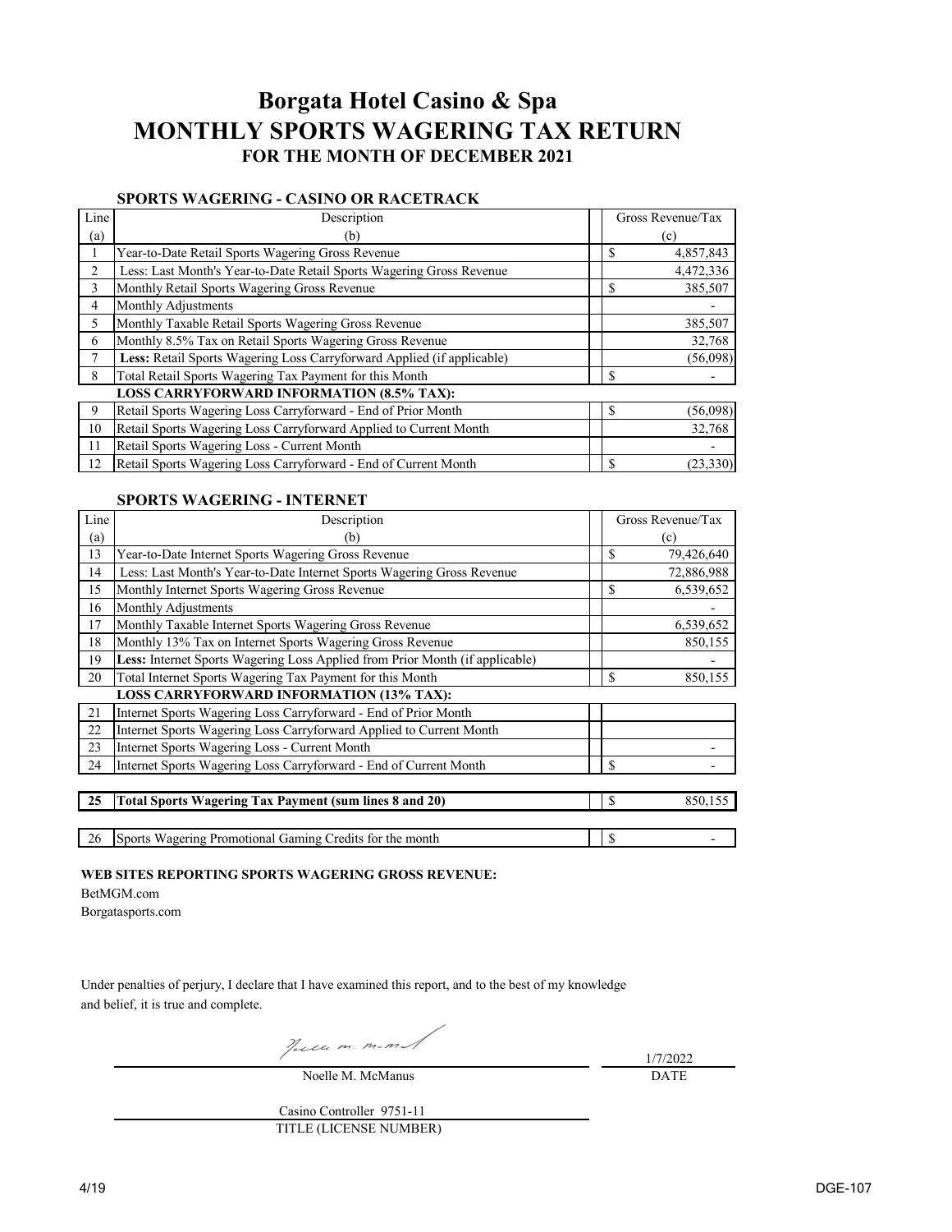# Borgata Hotel Casino & Spa
# MONTHLY SPORTS WAGERING TAX RETURN
### FOR THE MONTH OF DECEMBER 2021

#### SPORTS WAGERING - CASINO OR RACETRACK

| Line (a) | Description (b) | Gross Revenue/Tax (c) |
|---|---|---|
| 1 | Year-to-Date Retail Sports Wagering Gross Revenue | $ 4,857,843 |
| 2 | Less: Last Month's Year-to-Date Retail Sports Wagering Gross Revenue | 4,472,336 |
| 3 | Monthly Retail Sports Wagering Gross Revenue | $ 385,507 |
| 4 | Monthly Adjustments | - |
| 5 | Monthly Taxable Retail Sports Wagering Gross Revenue | 385,507 |
| 6 | Monthly 8.5% Tax on Retail Sports Wagering Gross Revenue | 32,768 |
| 7 | **Less:** Retail Sports Wagering Loss Carryforward Applied (if applicable) | (56,098) |
| 8 | Total Retail Sports Wagering Tax Payment for this Month | $ - |
| | **LOSS CARRYFORWARD INFORMATION (8.5% TAX):** | |
| 9 | Retail Sports Wagering Loss Carryforward - End of Prior Month | $ (56,098) |
| 10 | Retail Sports Wagering Loss Carryforward Applied to Current Month | 32,768 |
| 11 | Retail Sports Wagering Loss - Current Month | - |
| 12 | Retail Sports Wagering Loss Carryforward - End of Current Month | $ (23,330) |

#### SPORTS WAGERING - INTERNET

| Line (a) | Description (b) | Gross Revenue/Tax (c) |
|---|---|---|
| 13 | Year-to-Date Internet Sports Wagering Gross Revenue | $ 79,426,640 |
| 14 | Less: Last Month's Year-to-Date Internet Sports Wagering Gross Revenue | 72,886,988 |
| 15 | Monthly Internet Sports Wagering Gross Revenue | $ 6,539,652 |
| 16 | Monthly Adjustments | - |
| 17 | Monthly Taxable Internet Sports Wagering Gross Revenue | 6,539,652 |
| 18 | Monthly 13% Tax on Internet Sports Wagering Gross Revenue | 850,155 |
| 19 | **Less:** Internet Sports Wagering Loss Applied from Prior Month (if applicable) | - |
| 20 | Total Internet Sports Wagering Tax Payment for this Month | $ 850,155 |
| | **LOSS CARRYFORWARD INFORMATION (13% TAX):** | |
| 21 | Internet Sports Wagering Loss Carryforward - End of Prior Month | |
| 22 | Internet Sports Wagering Loss Carryforward Applied to Current Month | |
| 23 | Internet Sports Wagering Loss - Current Month | - |
| 24 | Internet Sports Wagering Loss Carryforward - End of Current Month | $ - |
| **25** | **Total Sports Wagering Tax Payment (sum lines 8 and 20)** | $ 850,155 |
| 26 | Sports Wagering Promotional Gaming Credits for the month | $ - |

**WEB SITES REPORTING SPORTS WAGERING GROSS REVENUE:**

BetMGM.com

Borgatasports.com

Under penalties of perjury, I declare that I have examined this report, and to the best of my knowledge and belief, it is true and complete.

Noelle M. McManus — DATE: 1/7/2022

Casino Controller 9751-11
TITLE (LICENSE NUMBER)

4/19 DGE-107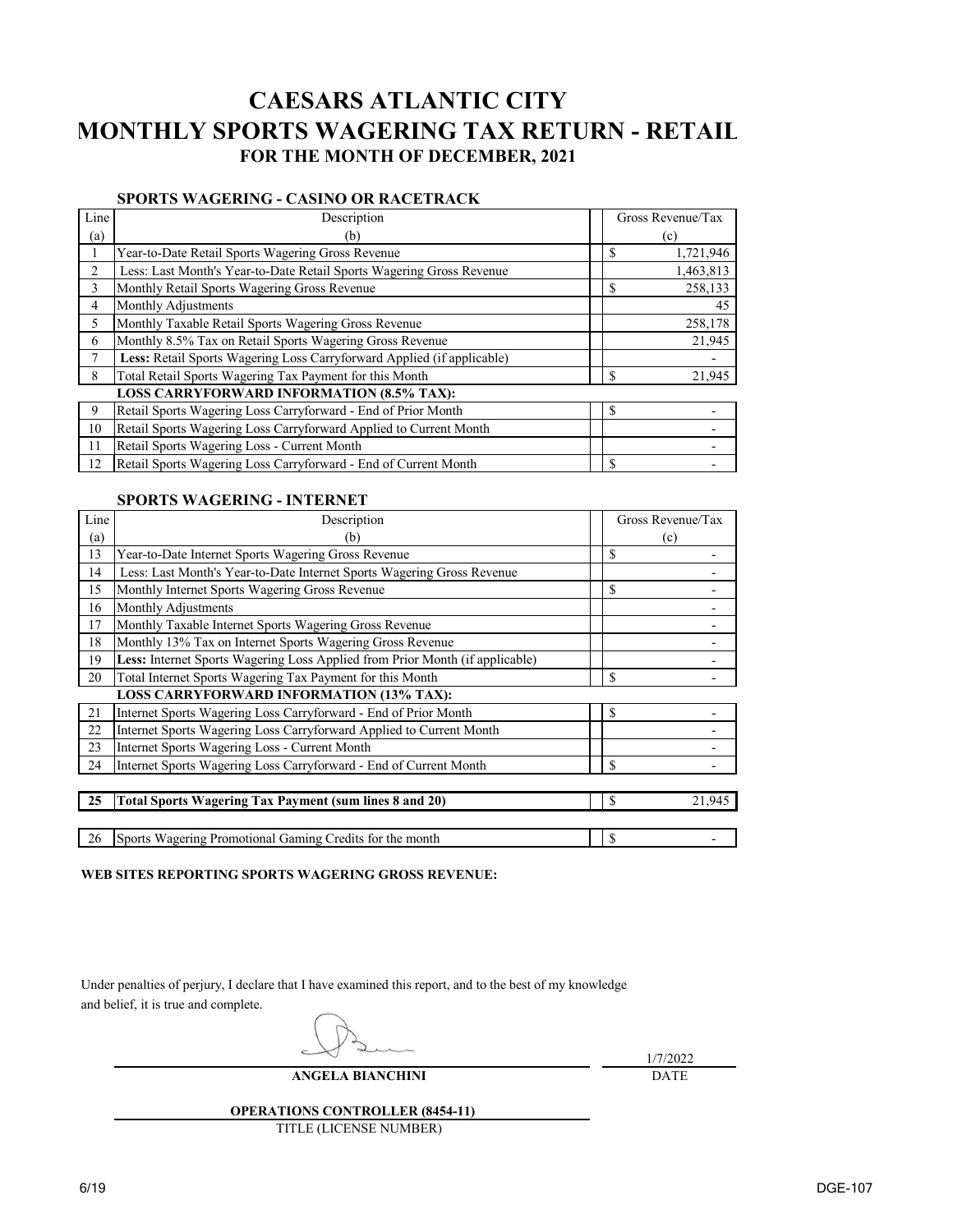# CAESARS ATLANTIC CITY
# MONTHLY SPORTS WAGERING TAX RETURN - RETAIL
### FOR THE MONTH OF DECEMBER, 2021

#### SPORTS WAGERING - CASINO OR RACETRACK

| Line (a) | Description (b) | Gross Revenue/Tax (c) |
|---|---|---|
| 1 | Year-to-Date Retail Sports Wagering Gross Revenue | $ 1,721,946 |
| 2 | Less: Last Month's Year-to-Date Retail Sports Wagering Gross Revenue | 1,463,813 |
| 3 | Monthly Retail Sports Wagering Gross Revenue | $ 258,133 |
| 4 | Monthly Adjustments | 45 |
| 5 | Monthly Taxable Retail Sports Wagering Gross Revenue | 258,178 |
| 6 | Monthly 8.5% Tax on Retail Sports Wagering Gross Revenue | 21,945 |
| 7 | **Less:** Retail Sports Wagering Loss Carryforward Applied (if applicable) | - |
| 8 | Total Retail Sports Wagering Tax Payment for this Month | $ 21,945 |
| | **LOSS CARRYFORWARD INFORMATION (8.5% TAX):** | |
| 9 | Retail Sports Wagering Loss Carryforward - End of Prior Month | $ - |
| 10 | Retail Sports Wagering Loss Carryforward Applied to Current Month | - |
| 11 | Retail Sports Wagering Loss - Current Month | - |
| 12 | Retail Sports Wagering Loss Carryforward - End of Current Month | $ - |

#### SPORTS WAGERING - INTERNET

| Line (a) | Description (b) | Gross Revenue/Tax (c) |
|---|---|---|
| 13 | Year-to-Date Internet Sports Wagering Gross Revenue | $ - |
| 14 | Less: Last Month's Year-to-Date Internet Sports Wagering Gross Revenue | - |
| 15 | Monthly Internet Sports Wagering Gross Revenue | $ - |
| 16 | Monthly Adjustments | - |
| 17 | Monthly Taxable Internet Sports Wagering Gross Revenue | - |
| 18 | Monthly 13% Tax on Internet Sports Wagering Gross Revenue | - |
| 19 | **Less:** Internet Sports Wagering Loss Applied from Prior Month (if applicable) | - |
| 20 | Total Internet Sports Wagering Tax Payment for this Month | $ - |
| | **LOSS CARRYFORWARD INFORMATION (13% TAX):** | |
| 21 | Internet Sports Wagering Loss Carryforward - End of Prior Month | $ - |
| 22 | Internet Sports Wagering Loss Carryforward Applied to Current Month | - |
| 23 | Internet Sports Wagering Loss - Current Month | - |
| 24 | Internet Sports Wagering Loss Carryforward - End of Current Month | $ - |
| **25** | **Total Sports Wagering Tax Payment (sum lines 8 and 20)** | $ 21,945 |
| 26 | Sports Wagering Promotional Gaming Credits for the month | $ - |

**WEB SITES REPORTING SPORTS WAGERING GROSS REVENUE:**

Under penalties of perjury, I declare that I have examined this report, and to the best of my knowledge and belief, it is true and complete.

**ANGELA BIANCHINI** — DATE: 1/7/2022

**OPERATIONS CONTROLLER (8454-11)**
TITLE (LICENSE NUMBER)

6/19 DGE-107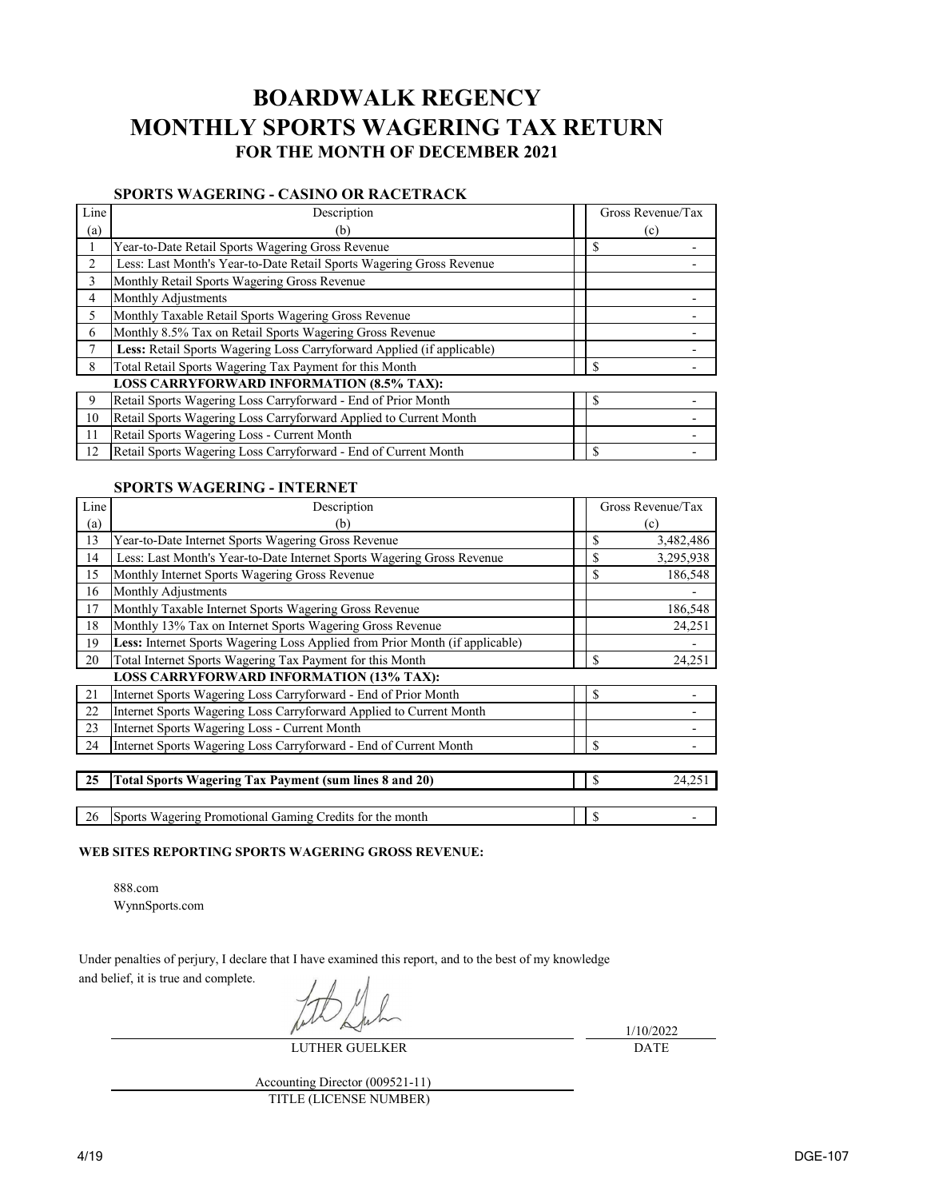# BOARDWALK REGENCY
# MONTHLY SPORTS WAGERING TAX RETURN
### FOR THE MONTH OF DECEMBER 2021

### SPORTS WAGERING - CASINO OR RACETRACK

| Line (a) | Description (b) | Gross Revenue/Tax (c) |
|---|---|---|
| 1 | Year-to-Date Retail Sports Wagering Gross Revenue | $ - |
| 2 | Less: Last Month's Year-to-Date Retail Sports Wagering Gross Revenue | - |
| 3 | Monthly Retail Sports Wagering Gross Revenue | |
| 4 | Monthly Adjustments | - |
| 5 | Monthly Taxable Retail Sports Wagering Gross Revenue | - |
| 6 | Monthly 8.5% Tax on Retail Sports Wagering Gross Revenue | - |
| 7 | **Less:** Retail Sports Wagering Loss Carryforward Applied (if applicable) | - |
| 8 | Total Retail Sports Wagering Tax Payment for this Month | $ - |
| | **LOSS CARRYFORWARD INFORMATION (8.5% TAX):** | |
| 9 | Retail Sports Wagering Loss Carryforward - End of Prior Month | $ - |
| 10 | Retail Sports Wagering Loss Carryforward Applied to Current Month | - |
| 11 | Retail Sports Wagering Loss - Current Month | - |
| 12 | Retail Sports Wagering Loss Carryforward - End of Current Month | $ - |

### SPORTS WAGERING - INTERNET

| Line (a) | Description (b) | Gross Revenue/Tax (c) |
|---|---|---|
| 13 | Year-to-Date Internet Sports Wagering Gross Revenue | $ 3,482,486 |
| 14 | Less: Last Month's Year-to-Date Internet Sports Wagering Gross Revenue | $ 3,295,938 |
| 15 | Monthly Internet Sports Wagering Gross Revenue | $ 186,548 |
| 16 | Monthly Adjustments | - |
| 17 | Monthly Taxable Internet Sports Wagering Gross Revenue | 186,548 |
| 18 | Monthly 13% Tax on Internet Sports Wagering Gross Revenue | 24,251 |
| 19 | **Less:** Internet Sports Wagering Loss Applied from Prior Month (if applicable) | - |
| 20 | Total Internet Sports Wagering Tax Payment for this Month | $ 24,251 |
| | **LOSS CARRYFORWARD INFORMATION (13% TAX):** | |
| 21 | Internet Sports Wagering Loss Carryforward - End of Prior Month | $ - |
| 22 | Internet Sports Wagering Loss Carryforward Applied to Current Month | - |
| 23 | Internet Sports Wagering Loss - Current Month | - |
| 24 | Internet Sports Wagering Loss Carryforward - End of Current Month | $ - |
| **25** | **Total Sports Wagering Tax Payment (sum lines 8 and 20)** | $ 24,251 |
| 26 | Sports Wagering Promotional Gaming Credits for the month | $ - |

**WEB SITES REPORTING SPORTS WAGERING GROSS REVENUE:**

888.com
WynnSports.com

Under penalties of perjury, I declare that I have examined this report, and to the best of my knowledge and belief, it is true and complete.

LUTHER GUELKER — 1/10/2022 (DATE)

Accounting Director (009521-11)
TITLE (LICENSE NUMBER)

4/19 DGE-107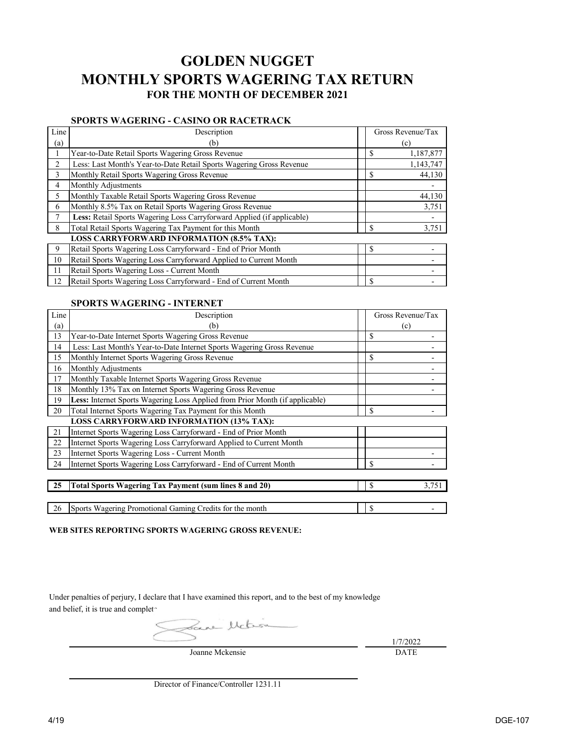# GOLDEN NUGGET
# MONTHLY SPORTS WAGERING TAX RETURN
### FOR THE MONTH OF DECEMBER 2021

#### SPORTS WAGERING - CASINO OR RACETRACK

| Line (a) | Description (b) | Gross Revenue/Tax (c) |
|---|---|---|
| 1 | Year-to-Date Retail Sports Wagering Gross Revenue | $ 1,187,877 |
| 2 | Less: Last Month's Year-to-Date Retail Sports Wagering Gross Revenue | 1,143,747 |
| 3 | Monthly Retail Sports Wagering Gross Revenue | $ 44,130 |
| 4 | Monthly Adjustments | - |
| 5 | Monthly Taxable Retail Sports Wagering Gross Revenue | 44,130 |
| 6 | Monthly 8.5% Tax on Retail Sports Wagering Gross Revenue | 3,751 |
| 7 | **Less:** Retail Sports Wagering Loss Carryforward Applied (if applicable) | - |
| 8 | Total Retail Sports Wagering Tax Payment for this Month | $ 3,751 |
| | **LOSS CARRYFORWARD INFORMATION (8.5% TAX):** | |
| 9 | Retail Sports Wagering Loss Carryforward - End of Prior Month | $ - |
| 10 | Retail Sports Wagering Loss Carryforward Applied to Current Month | - |
| 11 | Retail Sports Wagering Loss - Current Month | - |
| 12 | Retail Sports Wagering Loss Carryforward - End of Current Month | $ - |

#### SPORTS WAGERING - INTERNET

| Line (a) | Description (b) | Gross Revenue/Tax (c) |
|---|---|---|
| 13 | Year-to-Date Internet Sports Wagering Gross Revenue | $ - |
| 14 | Less: Last Month's Year-to-Date Internet Sports Wagering Gross Revenue | - |
| 15 | Monthly Internet Sports Wagering Gross Revenue | $ - |
| 16 | Monthly Adjustments | - |
| 17 | Monthly Taxable Internet Sports Wagering Gross Revenue | - |
| 18 | Monthly 13% Tax on Internet Sports Wagering Gross Revenue | - |
| 19 | **Less:** Internet Sports Wagering Loss Applied from Prior Month (if applicable) | |
| 20 | Total Internet Sports Wagering Tax Payment for this Month | $ - |
| | **LOSS CARRYFORWARD INFORMATION (13% TAX):** | |
| 21 | Internet Sports Wagering Loss Carryforward - End of Prior Month | |
| 22 | Internet Sports Wagering Loss Carryforward Applied to Current Month | |
| 23 | Internet Sports Wagering Loss - Current Month | - |
| 24 | Internet Sports Wagering Loss Carryforward - End of Current Month | $ - |
| **25** | **Total Sports Wagering Tax Payment (sum lines 8 and 20)** | $ 3,751 |
| 26 | Sports Wagering Promotional Gaming Credits for the month | $ - |

**WEB SITES REPORTING SPORTS WAGERING GROSS REVENUE:**

Under penalties of perjury, I declare that I have examined this report, and to the best of my knowledge and belief, it is true and complete

Joanne Mckensie — DATE: 1/7/2022

Director of Finance/Controller 1231.11

4/19 DGE-107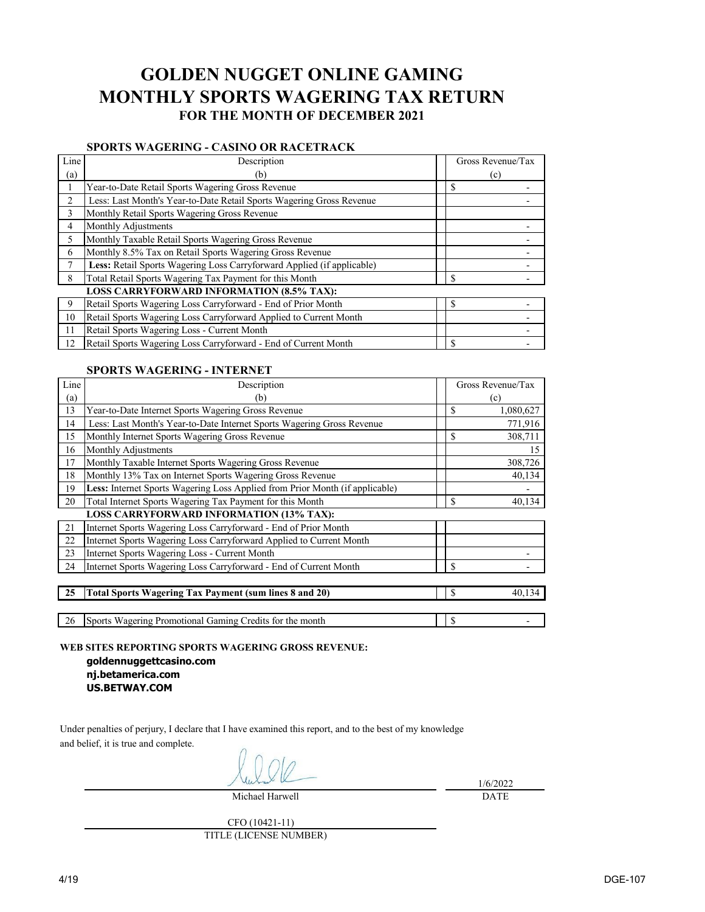# GOLDEN NUGGET ONLINE GAMING
# MONTHLY SPORTS WAGERING TAX RETURN
### FOR THE MONTH OF DECEMBER 2021

**SPORTS WAGERING - CASINO OR RACETRACK**

| Line (a) | Description (b) | Gross Revenue/Tax (c) |
|---|---|---|
| 1 | Year-to-Date Retail Sports Wagering Gross Revenue | $ - |
| 2 | Less: Last Month's Year-to-Date Retail Sports Wagering Gross Revenue | - |
| 3 | Monthly Retail Sports Wagering Gross Revenue | |
| 4 | Monthly Adjustments | - |
| 5 | Monthly Taxable Retail Sports Wagering Gross Revenue | - |
| 6 | Monthly 8.5% Tax on Retail Sports Wagering Gross Revenue | - |
| 7 | **Less:** Retail Sports Wagering Loss Carryforward Applied (if applicable) | - |
| 8 | Total Retail Sports Wagering Tax Payment for this Month | $ - |
| | **LOSS CARRYFORWARD INFORMATION (8.5% TAX):** | |
| 9 | Retail Sports Wagering Loss Carryforward - End of Prior Month | $ - |
| 10 | Retail Sports Wagering Loss Carryforward Applied to Current Month | - |
| 11 | Retail Sports Wagering Loss - Current Month | - |
| 12 | Retail Sports Wagering Loss Carryforward - End of Current Month | $ - |

**SPORTS WAGERING - INTERNET**

| Line (a) | Description (b) | Gross Revenue/Tax (c) |
|---|---|---|
| 13 | Year-to-Date Internet Sports Wagering Gross Revenue | $ 1,080,627 |
| 14 | Less: Last Month's Year-to-Date Internet Sports Wagering Gross Revenue | 771,916 |
| 15 | Monthly Internet Sports Wagering Gross Revenue | $ 308,711 |
| 16 | Monthly Adjustments | 15 |
| 17 | Monthly Taxable Internet Sports Wagering Gross Revenue | 308,726 |
| 18 | Monthly 13% Tax on Internet Sports Wagering Gross Revenue | 40,134 |
| 19 | **Less:** Internet Sports Wagering Loss Applied from Prior Month (if applicable) | - |
| 20 | Total Internet Sports Wagering Tax Payment for this Month | $ 40,134 |
| | **LOSS CARRYFORWARD INFORMATION (13% TAX):** | |
| 21 | Internet Sports Wagering Loss Carryforward - End of Prior Month | |
| 22 | Internet Sports Wagering Loss Carryforward Applied to Current Month | |
| 23 | Internet Sports Wagering Loss - Current Month | - |
| 24 | Internet Sports Wagering Loss Carryforward - End of Current Month | $ - |
| **25** | **Total Sports Wagering Tax Payment (sum lines 8 and 20)** | $ 40,134 |
| 26 | Sports Wagering Promotional Gaming Credits for the month | $ - |

**WEB SITES REPORTING SPORTS WAGERING GROSS REVENUE:**

**goldennuggettcasino.com**
**nj.betamerica.com**
**US.BETWAY.COM**

Under penalties of perjury, I declare that I have examined this report, and to the best of my knowledge and belief, it is true and complete.

Michael Harwell — DATE: 1/6/2022

CFO (10421-11)
TITLE (LICENSE NUMBER)

4/19 DGE-107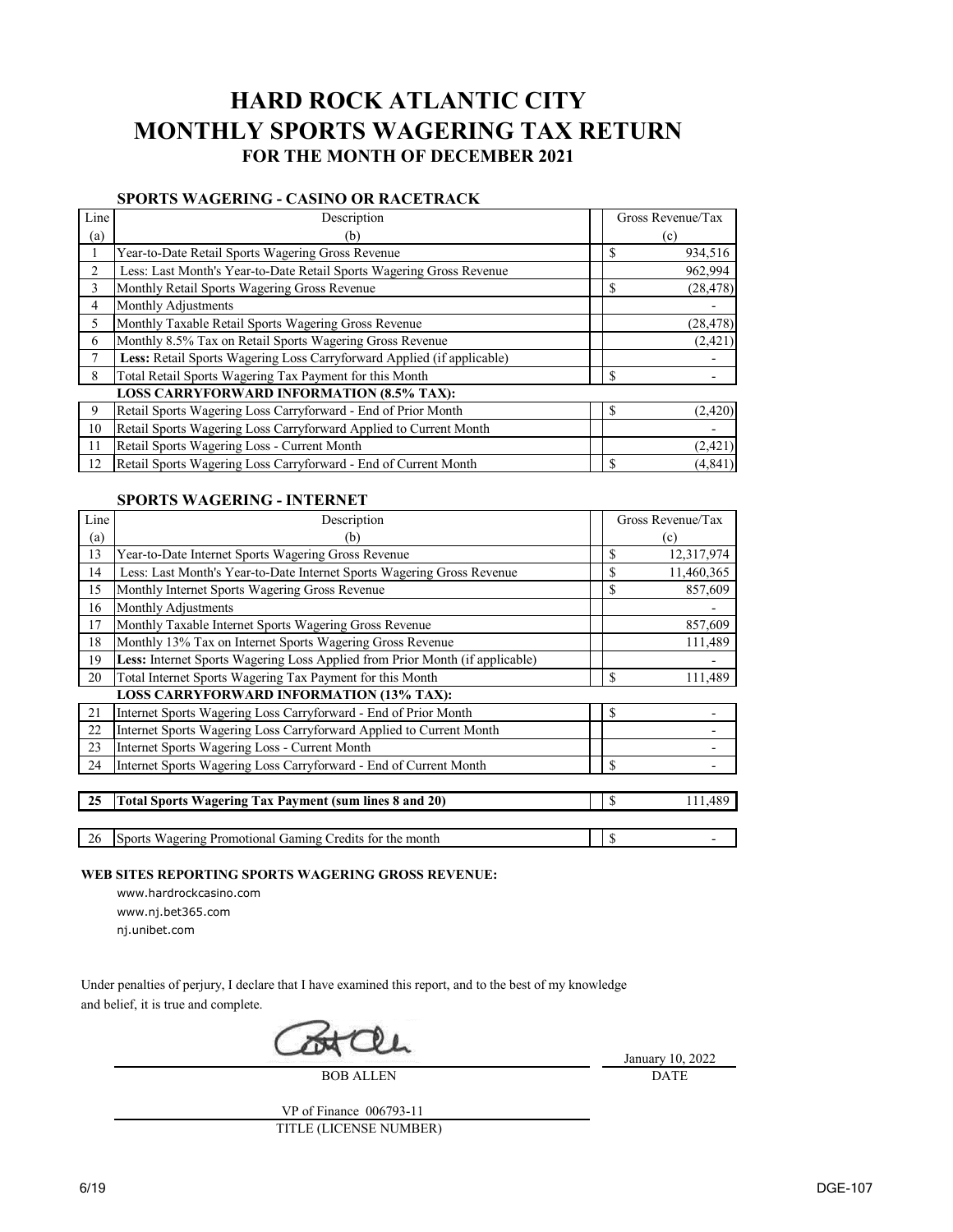# HARD ROCK ATLANTIC CITY
# MONTHLY SPORTS WAGERING TAX RETURN
### FOR THE MONTH OF DECEMBER 2021

**SPORTS WAGERING - CASINO OR RACETRACK**

| Line (a) | Description (b) | Gross Revenue/Tax (c) |
|---|---|---|
| 1 | Year-to-Date Retail Sports Wagering Gross Revenue | $ 934,516 |
| 2 | Less: Last Month's Year-to-Date Retail Sports Wagering Gross Revenue | 962,994 |
| 3 | Monthly Retail Sports Wagering Gross Revenue | $ (28,478) |
| 4 | Monthly Adjustments | - |
| 5 | Monthly Taxable Retail Sports Wagering Gross Revenue | (28,478) |
| 6 | Monthly 8.5% Tax on Retail Sports Wagering Gross Revenue | (2,421) |
| 7 | **Less:** Retail Sports Wagering Loss Carryforward Applied (if applicable) | - |
| 8 | Total Retail Sports Wagering Tax Payment for this Month | $ - |
| | **LOSS CARRYFORWARD INFORMATION (8.5% TAX):** | |
| 9 | Retail Sports Wagering Loss Carryforward - End of Prior Month | $ (2,420) |
| 10 | Retail Sports Wagering Loss Carryforward Applied to Current Month | - |
| 11 | Retail Sports Wagering Loss - Current Month | (2,421) |
| 12 | Retail Sports Wagering Loss Carryforward - End of Current Month | $ (4,841) |

**SPORTS WAGERING - INTERNET**

| Line (a) | Description (b) | Gross Revenue/Tax (c) |
|---|---|---|
| 13 | Year-to-Date Internet Sports Wagering Gross Revenue | $ 12,317,974 |
| 14 | Less: Last Month's Year-to-Date Internet Sports Wagering Gross Revenue | $ 11,460,365 |
| 15 | Monthly Internet Sports Wagering Gross Revenue | $ 857,609 |
| 16 | Monthly Adjustments | - |
| 17 | Monthly Taxable Internet Sports Wagering Gross Revenue | 857,609 |
| 18 | Monthly 13% Tax on Internet Sports Wagering Gross Revenue | 111,489 |
| 19 | **Less:** Internet Sports Wagering Loss Applied from Prior Month (if applicable) | - |
| 20 | Total Internet Sports Wagering Tax Payment for this Month | $ 111,489 |
| | **LOSS CARRYFORWARD INFORMATION (13% TAX):** | |
| 21 | Internet Sports Wagering Loss Carryforward - End of Prior Month | $ - |
| 22 | Internet Sports Wagering Loss Carryforward Applied to Current Month | - |
| 23 | Internet Sports Wagering Loss - Current Month | - |
| 24 | Internet Sports Wagering Loss Carryforward - End of Current Month | $ - |
| **25** | **Total Sports Wagering Tax Payment (sum lines 8 and 20)** | $ 111,489 |
| 26 | Sports Wagering Promotional Gaming Credits for the month | $ - |

**WEB SITES REPORTING SPORTS WAGERING GROSS REVENUE:**

www.hardrockcasino.com
www.nj.bet365.com
nj.unibet.com

Under penalties of perjury, I declare that I have examined this report, and to the best of my knowledge and belief, it is true and complete.

BOB ALLEN — DATE: January 10, 2022

VP of Finance 006793-11
TITLE (LICENSE NUMBER)

6/19 DGE-107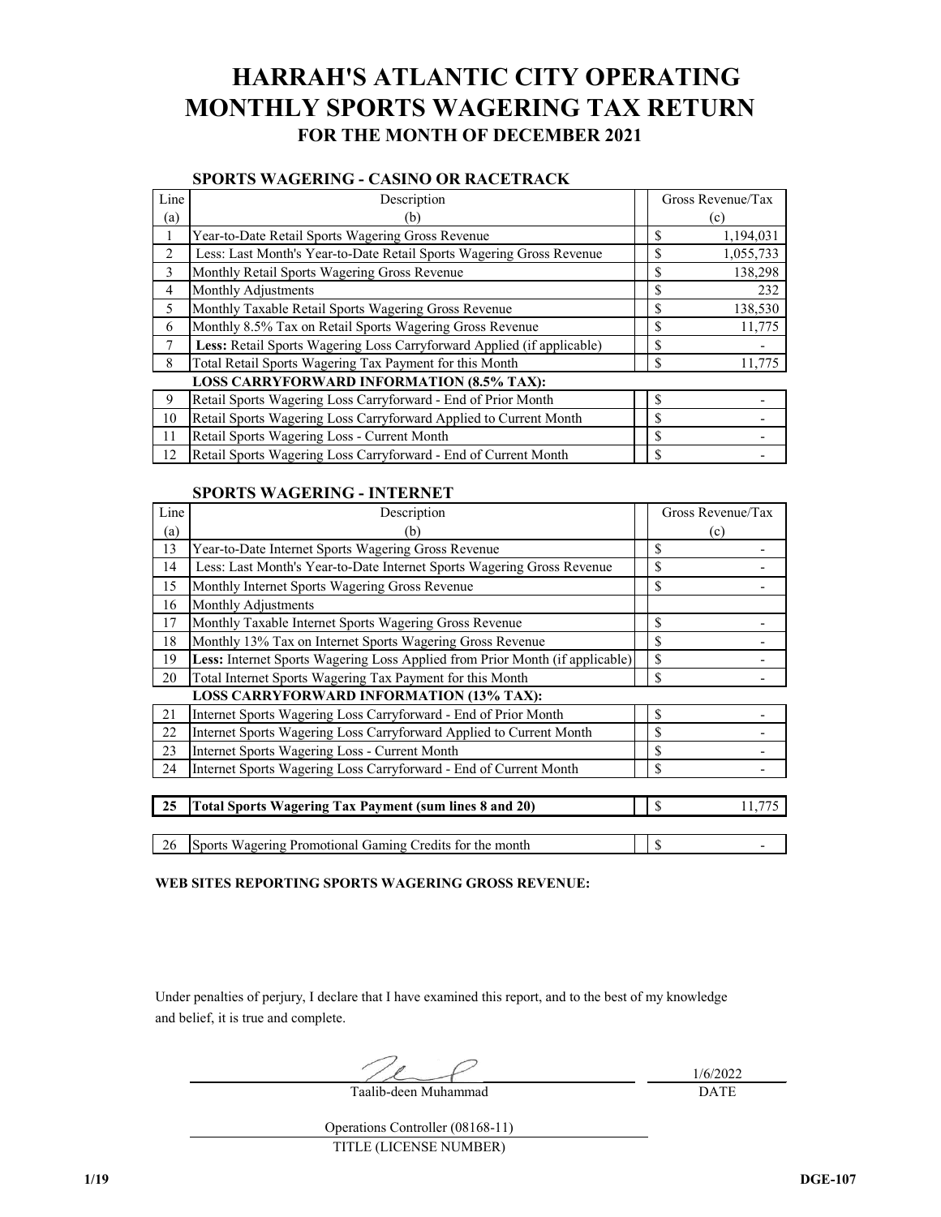# HARRAH'S ATLANTIC CITY OPERATING
# MONTHLY SPORTS WAGERING TAX RETURN
### FOR THE MONTH OF DECEMBER 2021

**SPORTS WAGERING - CASINO OR RACETRACK**

| Line (a) | Description (b) | Gross Revenue/Tax (c) |
|---|---|---|
| 1 | Year-to-Date Retail Sports Wagering Gross Revenue | $ 1,194,031 |
| 2 | Less: Last Month's Year-to-Date Retail Sports Wagering Gross Revenue | $ 1,055,733 |
| 3 | Monthly Retail Sports Wagering Gross Revenue | $ 138,298 |
| 4 | Monthly Adjustments | $ 232 |
| 5 | Monthly Taxable Retail Sports Wagering Gross Revenue | $ 138,530 |
| 6 | Monthly 8.5% Tax on Retail Sports Wagering Gross Revenue | $ 11,775 |
| 7 | **Less:** Retail Sports Wagering Loss Carryforward Applied (if applicable) | $ - |
| 8 | Total Retail Sports Wagering Tax Payment for this Month | $ 11,775 |
| | **LOSS CARRYFORWARD INFORMATION (8.5% TAX):** | |
| 9 | Retail Sports Wagering Loss Carryforward - End of Prior Month | $ - |
| 10 | Retail Sports Wagering Loss Carryforward Applied to Current Month | $ - |
| 11 | Retail Sports Wagering Loss - Current Month | $ - |
| 12 | Retail Sports Wagering Loss Carryforward - End of Current Month | $ - |

**SPORTS WAGERING - INTERNET**

| Line (a) | Description (b) | Gross Revenue/Tax (c) |
|---|---|---|
| 13 | Year-to-Date Internet Sports Wagering Gross Revenue | $ - |
| 14 | Less: Last Month's Year-to-Date Internet Sports Wagering Gross Revenue | $ - |
| 15 | Monthly Internet Sports Wagering Gross Revenue | $ - |
| 16 | Monthly Adjustments | |
| 17 | Monthly Taxable Internet Sports Wagering Gross Revenue | $ - |
| 18 | Monthly 13% Tax on Internet Sports Wagering Gross Revenue | $ - |
| 19 | **Less:** Internet Sports Wagering Loss Applied from Prior Month (if applicable) | $ - |
| 20 | Total Internet Sports Wagering Tax Payment for this Month | $ - |
| | **LOSS CARRYFORWARD INFORMATION (13% TAX):** | |
| 21 | Internet Sports Wagering Loss Carryforward - End of Prior Month | $ - |
| 22 | Internet Sports Wagering Loss Carryforward Applied to Current Month | $ - |
| 23 | Internet Sports Wagering Loss - Current Month | $ - |
| 24 | Internet Sports Wagering Loss Carryforward - End of Current Month | $ - |
| **25** | **Total Sports Wagering Tax Payment (sum lines 8 and 20)** | $ 11,775 |
| 26 | Sports Wagering Promotional Gaming Credits for the month | $ - |

**WEB SITES REPORTING SPORTS WAGERING GROSS REVENUE:**

Under penalties of perjury, I declare that I have examined this report, and to the best of my knowledge and belief, it is true and complete.

Taalib-deen Muhammad — DATE: 1/6/2022

Operations Controller (08168-11)
TITLE (LICENSE NUMBER)

DGE-107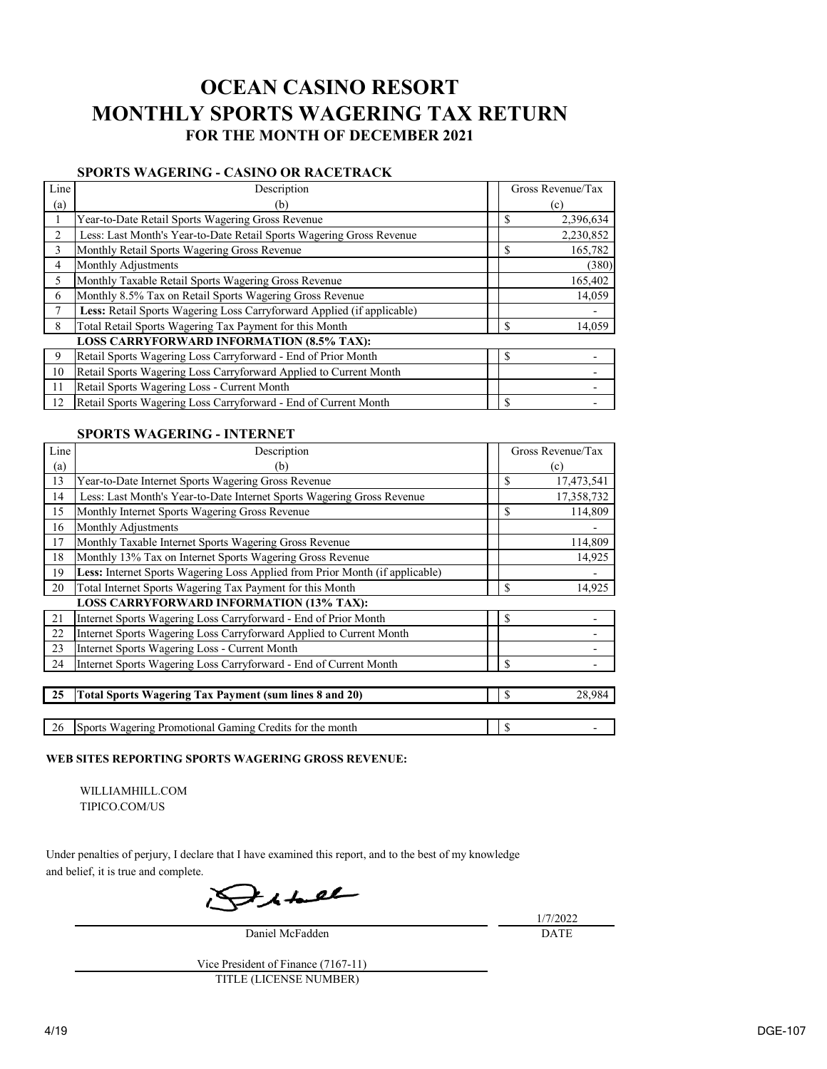# OCEAN CASINO RESORT
# MONTHLY SPORTS WAGERING TAX RETURN
## FOR THE MONTH OF DECEMBER 2021

### SPORTS WAGERING - CASINO OR RACETRACK

| Line (a) | Description (b) | Gross Revenue/Tax (c) |
|---|---|---|
| 1 | Year-to-Date Retail Sports Wagering Gross Revenue | $ 2,396,634 |
| 2 | Less: Last Month's Year-to-Date Retail Sports Wagering Gross Revenue | 2,230,852 |
| 3 | Monthly Retail Sports Wagering Gross Revenue | $ 165,782 |
| 4 | Monthly Adjustments | (380) |
| 5 | Monthly Taxable Retail Sports Wagering Gross Revenue | 165,402 |
| 6 | Monthly 8.5% Tax on Retail Sports Wagering Gross Revenue | 14,059 |
| 7 | **Less:** Retail Sports Wagering Loss Carryforward Applied (if applicable) | - |
| 8 | Total Retail Sports Wagering Tax Payment for this Month | $ 14,059 |
| | **LOSS CARRYFORWARD INFORMATION (8.5% TAX):** | |
| 9 | Retail Sports Wagering Loss Carryforward - End of Prior Month | $ - |
| 10 | Retail Sports Wagering Loss Carryforward Applied to Current Month | - |
| 11 | Retail Sports Wagering Loss - Current Month | - |
| 12 | Retail Sports Wagering Loss Carryforward - End of Current Month | $ - |

### SPORTS WAGERING - INTERNET

| Line (a) | Description (b) | Gross Revenue/Tax (c) |
|---|---|---|
| 13 | Year-to-Date Internet Sports Wagering Gross Revenue | $ 17,473,541 |
| 14 | Less: Last Month's Year-to-Date Internet Sports Wagering Gross Revenue | 17,358,732 |
| 15 | Monthly Internet Sports Wagering Gross Revenue | $ 114,809 |
| 16 | Monthly Adjustments | - |
| 17 | Monthly Taxable Internet Sports Wagering Gross Revenue | 114,809 |
| 18 | Monthly 13% Tax on Internet Sports Wagering Gross Revenue | 14,925 |
| 19 | **Less:** Internet Sports Wagering Loss Applied from Prior Month (if applicable) | - |
| 20 | Total Internet Sports Wagering Tax Payment for this Month | $ 14,925 |
| | **LOSS CARRYFORWARD INFORMATION (13% TAX):** | |
| 21 | Internet Sports Wagering Loss Carryforward - End of Prior Month | $ - |
| 22 | Internet Sports Wagering Loss Carryforward Applied to Current Month | - |
| 23 | Internet Sports Wagering Loss - Current Month | - |
| 24 | Internet Sports Wagering Loss Carryforward - End of Current Month | $ - |

| | | |
|---|---|---|
| **25** | **Total Sports Wagering Tax Payment (sum lines 8 and 20)** | $ 28,984 |
| 26 | Sports Wagering Promotional Gaming Credits for the month | $ - |

**WEB SITES REPORTING SPORTS WAGERING GROSS REVENUE:**

WILLIAMHILL.COM
TIPICO.COM/US

Under penalties of perjury, I declare that I have examined this report, and to the best of my knowledge and belief, it is true and complete.

Daniel McFadden — DATE: 1/7/2022

Vice President of Finance (7167-11)
TITLE (LICENSE NUMBER)

4/19 DGE-107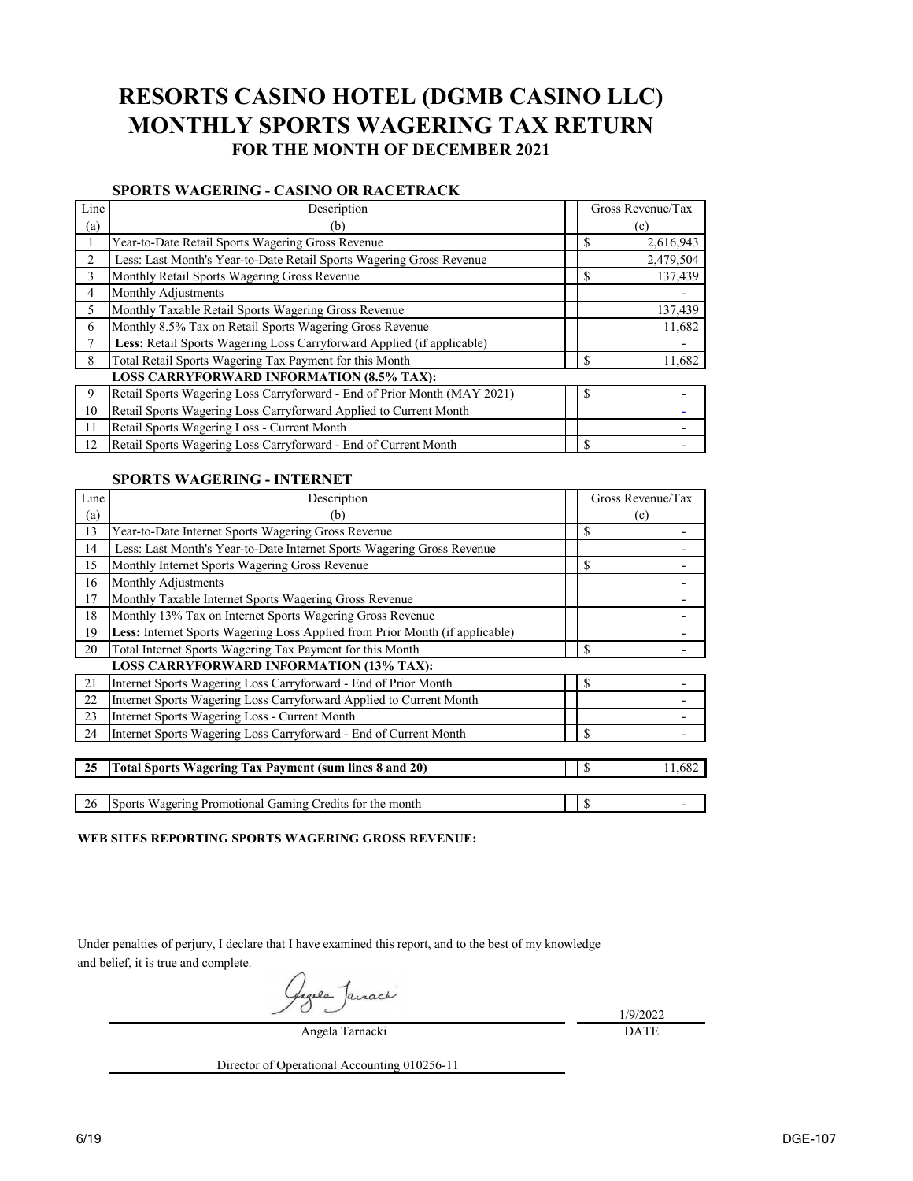# RESORTS CASINO HOTEL (DGMB CASINO LLC)
# MONTHLY SPORTS WAGERING TAX RETURN
### FOR THE MONTH OF DECEMBER 2021

**SPORTS WAGERING - CASINO OR RACETRACK**

| Line (a) | Description (b) | Gross Revenue/Tax (c) |
|---|---|---|
| 1 | Year-to-Date Retail Sports Wagering Gross Revenue | $ 2,616,943 |
| 2 | Less: Last Month's Year-to-Date Retail Sports Wagering Gross Revenue | 2,479,504 |
| 3 | Monthly Retail Sports Wagering Gross Revenue | $ 137,439 |
| 4 | Monthly Adjustments | - |
| 5 | Monthly Taxable Retail Sports Wagering Gross Revenue | 137,439 |
| 6 | Monthly 8.5% Tax on Retail Sports Wagering Gross Revenue | 11,682 |
| 7 | **Less:** Retail Sports Wagering Loss Carryforward Applied (if applicable) | - |
| 8 | Total Retail Sports Wagering Tax Payment for this Month | $ 11,682 |
| | **LOSS CARRYFORWARD INFORMATION (8.5% TAX):** | |
| 9 | Retail Sports Wagering Loss Carryforward - End of Prior Month (MAY 2021) | $ - |
| 10 | Retail Sports Wagering Loss Carryforward Applied to Current Month | - |
| 11 | Retail Sports Wagering Loss - Current Month | - |
| 12 | Retail Sports Wagering Loss Carryforward - End of Current Month | $ - |

**SPORTS WAGERING - INTERNET**

| Line (a) | Description (b) | Gross Revenue/Tax (c) |
|---|---|---|
| 13 | Year-to-Date Internet Sports Wagering Gross Revenue | $ - |
| 14 | Less: Last Month's Year-to-Date Internet Sports Wagering Gross Revenue | - |
| 15 | Monthly Internet Sports Wagering Gross Revenue | $ - |
| 16 | Monthly Adjustments | - |
| 17 | Monthly Taxable Internet Sports Wagering Gross Revenue | - |
| 18 | Monthly 13% Tax on Internet Sports Wagering Gross Revenue | - |
| 19 | **Less:** Internet Sports Wagering Loss Applied from Prior Month (if applicable) | - |
| 20 | Total Internet Sports Wagering Tax Payment for this Month | $ - |
| | **LOSS CARRYFORWARD INFORMATION (13% TAX):** | |
| 21 | Internet Sports Wagering Loss Carryforward - End of Prior Month | $ - |
| 22 | Internet Sports Wagering Loss Carryforward Applied to Current Month | - |
| 23 | Internet Sports Wagering Loss - Current Month | - |
| 24 | Internet Sports Wagering Loss Carryforward - End of Current Month | $ - |

| Line | Description | Amount |
|---|---|---|
| **25** | **Total Sports Wagering Tax Payment (sum lines 8 and 20)** | $ 11,682 |
| 26 | Sports Wagering Promotional Gaming Credits for the month | $ - |

**WEB SITES REPORTING SPORTS WAGERING GROSS REVENUE:**

Under penalties of perjury, I declare that I have examined this report, and to the best of my knowledge and belief, it is true and complete.

Angela Tarnacki — 1/9/2022 (DATE)

Director of Operational Accounting 010256-11

DGE-107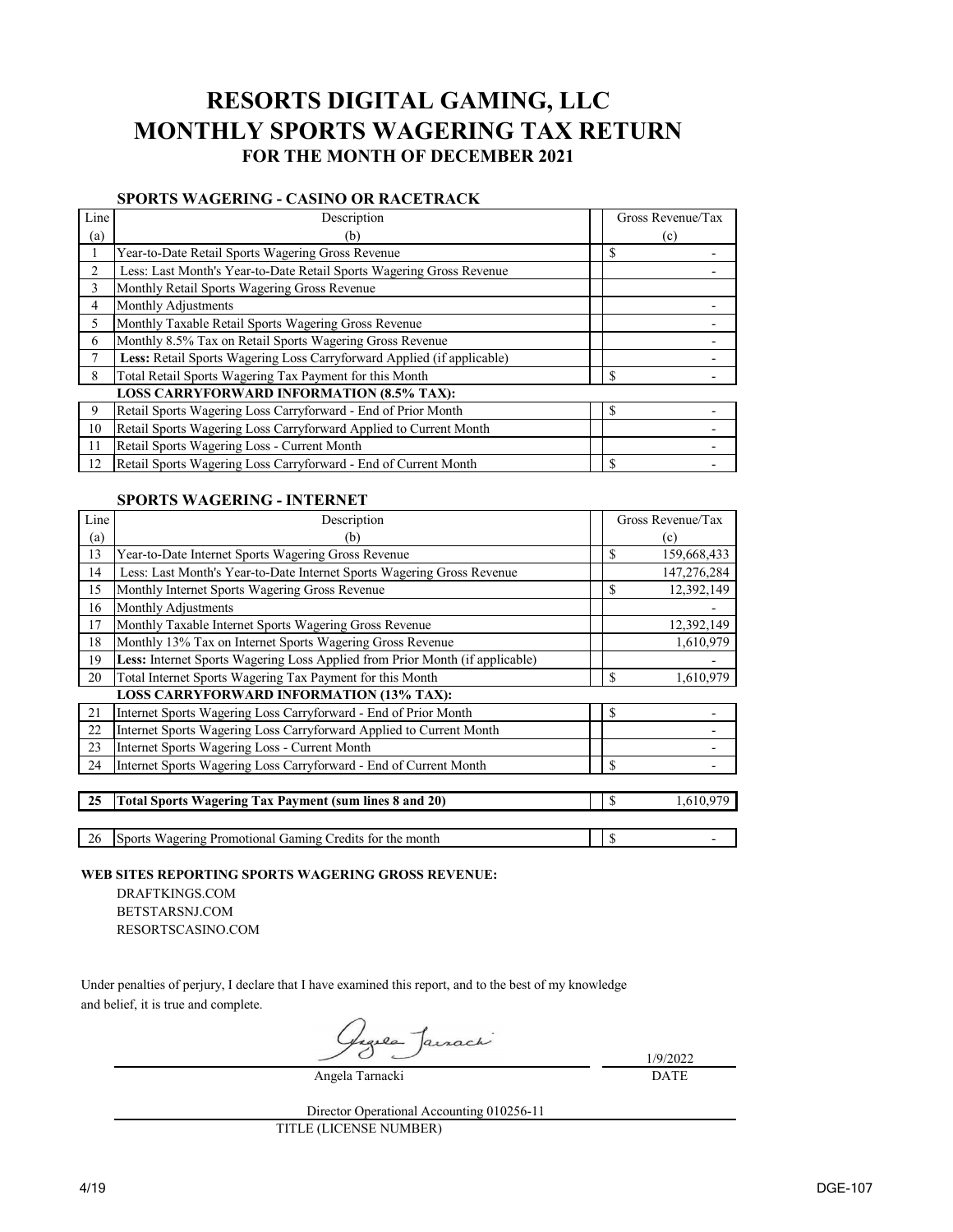# RESORTS DIGITAL GAMING, LLC
# MONTHLY SPORTS WAGERING TAX RETURN
### FOR THE MONTH OF DECEMBER 2021

**SPORTS WAGERING - CASINO OR RACETRACK**

| Line (a) | Description (b) | Gross Revenue/Tax (c) |
|---|---|---|
| 1 | Year-to-Date Retail Sports Wagering Gross Revenue | $ - |
| 2 | Less: Last Month's Year-to-Date Retail Sports Wagering Gross Revenue | - |
| 3 | Monthly Retail Sports Wagering Gross Revenue | |
| 4 | Monthly Adjustments | - |
| 5 | Monthly Taxable Retail Sports Wagering Gross Revenue | - |
| 6 | Monthly 8.5% Tax on Retail Sports Wagering Gross Revenue | - |
| 7 | **Less:** Retail Sports Wagering Loss Carryforward Applied (if applicable) | - |
| 8 | Total Retail Sports Wagering Tax Payment for this Month | $ - |
| | **LOSS CARRYFORWARD INFORMATION (8.5% TAX):** | |
| 9 | Retail Sports Wagering Loss Carryforward - End of Prior Month | $ - |
| 10 | Retail Sports Wagering Loss Carryforward Applied to Current Month | - |
| 11 | Retail Sports Wagering Loss - Current Month | - |
| 12 | Retail Sports Wagering Loss Carryforward - End of Current Month | $ - |

**SPORTS WAGERING - INTERNET**

| Line (a) | Description (b) | Gross Revenue/Tax (c) |
|---|---|---|
| 13 | Year-to-Date Internet Sports Wagering Gross Revenue | $ 159,668,433 |
| 14 | Less: Last Month's Year-to-Date Internet Sports Wagering Gross Revenue | 147,276,284 |
| 15 | Monthly Internet Sports Wagering Gross Revenue | $ 12,392,149 |
| 16 | Monthly Adjustments | - |
| 17 | Monthly Taxable Internet Sports Wagering Gross Revenue | 12,392,149 |
| 18 | Monthly 13% Tax on Internet Sports Wagering Gross Revenue | 1,610,979 |
| 19 | **Less:** Internet Sports Wagering Loss Applied from Prior Month (if applicable) | - |
| 20 | Total Internet Sports Wagering Tax Payment for this Month | $ 1,610,979 |
| | **LOSS CARRYFORWARD INFORMATION (13% TAX):** | |
| 21 | Internet Sports Wagering Loss Carryforward - End of Prior Month | $ - |
| 22 | Internet Sports Wagering Loss Carryforward Applied to Current Month | - |
| 23 | Internet Sports Wagering Loss - Current Month | - |
| 24 | Internet Sports Wagering Loss Carryforward - End of Current Month | $ - |
| **25** | **Total Sports Wagering Tax Payment (sum lines 8 and 20)** | $ 1,610,979 |
| 26 | Sports Wagering Promotional Gaming Credits for the month | $ - |

**WEB SITES REPORTING SPORTS WAGERING GROSS REVENUE:**

DRAFTKINGS.COM
BETSTARSNJ.COM
RESORTSCASINO.COM

Under penalties of perjury, I declare that I have examined this report, and to the best of my knowledge and belief, it is true and complete.

Angela Tarnacki — DATE: 1/9/2022

Director Operational Accounting 010256-11
TITLE (LICENSE NUMBER)

4/19 DGE-107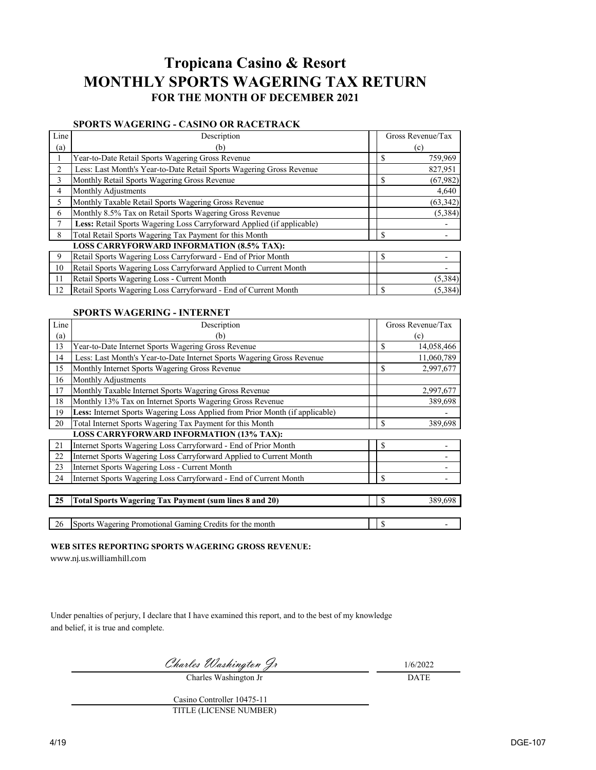# Tropicana Casino & Resort
# MONTHLY SPORTS WAGERING TAX RETURN
### FOR THE MONTH OF DECEMBER 2021

**SPORTS WAGERING - CASINO OR RACETRACK**

| Line (a) | Description (b) | Gross Revenue/Tax (c) |
|---|---|---|
| 1 | Year-to-Date Retail Sports Wagering Gross Revenue | $ 759,969 |
| 2 | Less: Last Month's Year-to-Date Retail Sports Wagering Gross Revenue | 827,951 |
| 3 | Monthly Retail Sports Wagering Gross Revenue | $ (67,982) |
| 4 | Monthly Adjustments | 4,640 |
| 5 | Monthly Taxable Retail Sports Wagering Gross Revenue | (63,342) |
| 6 | Monthly 8.5% Tax on Retail Sports Wagering Gross Revenue | (5,384) |
| 7 | **Less:** Retail Sports Wagering Loss Carryforward Applied (if applicable) | - |
| 8 | Total Retail Sports Wagering Tax Payment for this Month | $ - |
| | **LOSS CARRYFORWARD INFORMATION (8.5% TAX):** | |
| 9 | Retail Sports Wagering Loss Carryforward - End of Prior Month | $ - |
| 10 | Retail Sports Wagering Loss Carryforward Applied to Current Month | - |
| 11 | Retail Sports Wagering Loss - Current Month | (5,384) |
| 12 | Retail Sports Wagering Loss Carryforward - End of Current Month | $ (5,384) |

**SPORTS WAGERING - INTERNET**

| Line (a) | Description (b) | Gross Revenue/Tax (c) |
|---|---|---|
| 13 | Year-to-Date Internet Sports Wagering Gross Revenue | $ 14,058,466 |
| 14 | Less: Last Month's Year-to-Date Internet Sports Wagering Gross Revenue | 11,060,789 |
| 15 | Monthly Internet Sports Wagering Gross Revenue | $ 2,997,677 |
| 16 | Monthly Adjustments | |
| 17 | Monthly Taxable Internet Sports Wagering Gross Revenue | 2,997,677 |
| 18 | Monthly 13% Tax on Internet Sports Wagering Gross Revenue | 389,698 |
| 19 | **Less:** Internet Sports Wagering Loss Applied from Prior Month (if applicable) | - |
| 20 | Total Internet Sports Wagering Tax Payment for this Month | $ 389,698 |
| | **LOSS CARRYFORWARD INFORMATION (13% TAX):** | |
| 21 | Internet Sports Wagering Loss Carryforward - End of Prior Month | $ - |
| 22 | Internet Sports Wagering Loss Carryforward Applied to Current Month | - |
| 23 | Internet Sports Wagering Loss - Current Month | - |
| 24 | Internet Sports Wagering Loss Carryforward - End of Current Month | $ - |
| **25** | **Total Sports Wagering Tax Payment (sum lines 8 and 20)** | $ 389,698 |
| 26 | Sports Wagering Promotional Gaming Credits for the month | $ - |

**WEB SITES REPORTING SPORTS WAGERING GROSS REVENUE:**

www.nj.us.williamhill.com

Under penalties of perjury, I declare that I have examined this report, and to the best of my knowledge and belief, it is true and complete.

*Charles Washington Jr* — 1/6/2022

Charles Washington Jr — DATE

Casino Controller 10475-11

TITLE (LICENSE NUMBER)

4/19 DGE-107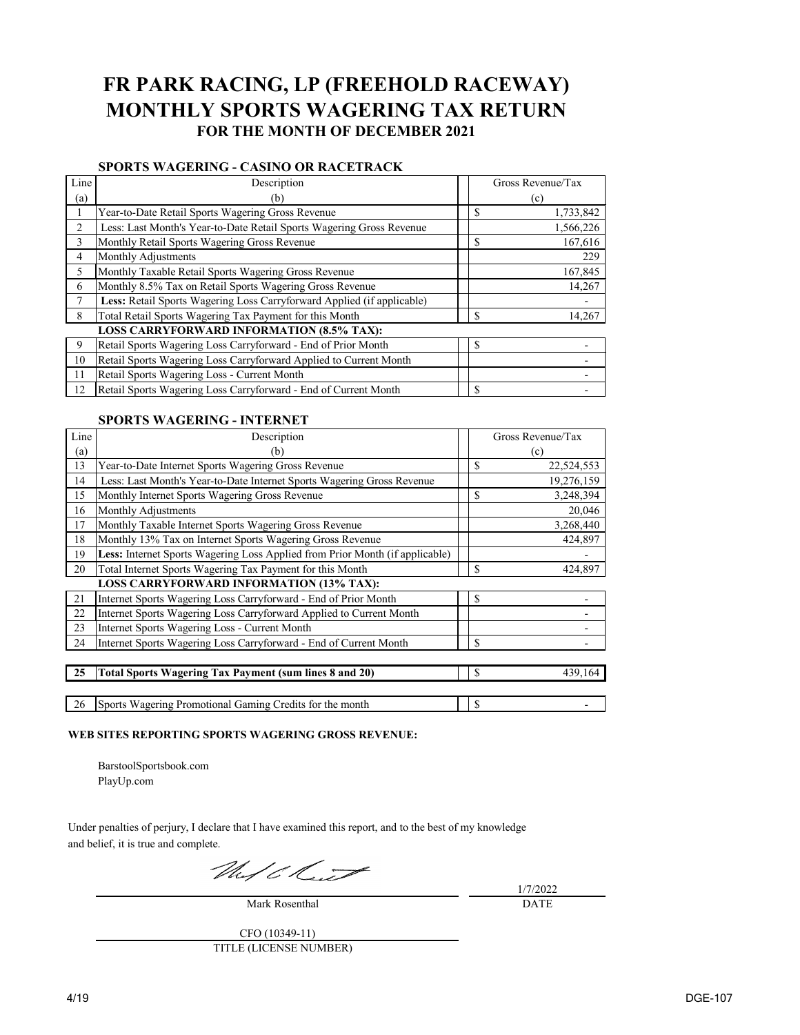# FR PARK RACING, LP (FREEHOLD RACEWAY)
# MONTHLY SPORTS WAGERING TAX RETURN
### FOR THE MONTH OF DECEMBER 2021

**SPORTS WAGERING - CASINO OR RACETRACK**

| Line (a) | Description (b) | Gross Revenue/Tax (c) |
|---|---|---|
| 1 | Year-to-Date Retail Sports Wagering Gross Revenue | $ 1,733,842 |
| 2 | Less: Last Month's Year-to-Date Retail Sports Wagering Gross Revenue | 1,566,226 |
| 3 | Monthly Retail Sports Wagering Gross Revenue | $ 167,616 |
| 4 | Monthly Adjustments | 229 |
| 5 | Monthly Taxable Retail Sports Wagering Gross Revenue | 167,845 |
| 6 | Monthly 8.5% Tax on Retail Sports Wagering Gross Revenue | 14,267 |
| 7 | **Less:** Retail Sports Wagering Loss Carryforward Applied (if applicable) | - |
| 8 | Total Retail Sports Wagering Tax Payment for this Month | $ 14,267 |
| | **LOSS CARRYFORWARD INFORMATION (8.5% TAX):** | |
| 9 | Retail Sports Wagering Loss Carryforward - End of Prior Month | $ - |
| 10 | Retail Sports Wagering Loss Carryforward Applied to Current Month | - |
| 11 | Retail Sports Wagering Loss - Current Month | - |
| 12 | Retail Sports Wagering Loss Carryforward - End of Current Month | $ - |

**SPORTS WAGERING - INTERNET**

| Line (a) | Description (b) | Gross Revenue/Tax (c) |
|---|---|---|
| 13 | Year-to-Date Internet Sports Wagering Gross Revenue | $ 22,524,553 |
| 14 | Less: Last Month's Year-to-Date Internet Sports Wagering Gross Revenue | 19,276,159 |
| 15 | Monthly Internet Sports Wagering Gross Revenue | $ 3,248,394 |
| 16 | Monthly Adjustments | 20,046 |
| 17 | Monthly Taxable Internet Sports Wagering Gross Revenue | 3,268,440 |
| 18 | Monthly 13% Tax on Internet Sports Wagering Gross Revenue | 424,897 |
| 19 | **Less:** Internet Sports Wagering Loss Applied from Prior Month (if applicable) | - |
| 20 | Total Internet Sports Wagering Tax Payment for this Month | $ 424,897 |
| | **LOSS CARRYFORWARD INFORMATION (13% TAX):** | |
| 21 | Internet Sports Wagering Loss Carryforward - End of Prior Month | $ - |
| 22 | Internet Sports Wagering Loss Carryforward Applied to Current Month | - |
| 23 | Internet Sports Wagering Loss - Current Month | - |
| 24 | Internet Sports Wagering Loss Carryforward - End of Current Month | $ - |

| Line | Description | Amount |
|---|---|---|
| **25** | **Total Sports Wagering Tax Payment (sum lines 8 and 20)** | $ 439,164 |
| 26 | Sports Wagering Promotional Gaming Credits for the month | $ - |

**WEB SITES REPORTING SPORTS WAGERING GROSS REVENUE:**

BarstoolSportsbook.com
PlayUp.com

Under penalties of perjury, I declare that I have examined this report, and to the best of my knowledge and belief, it is true and complete.

Mark Rosenthal — 1/7/2022
DATE

CFO (10349-11)
TITLE (LICENSE NUMBER)

4/19 DGE-107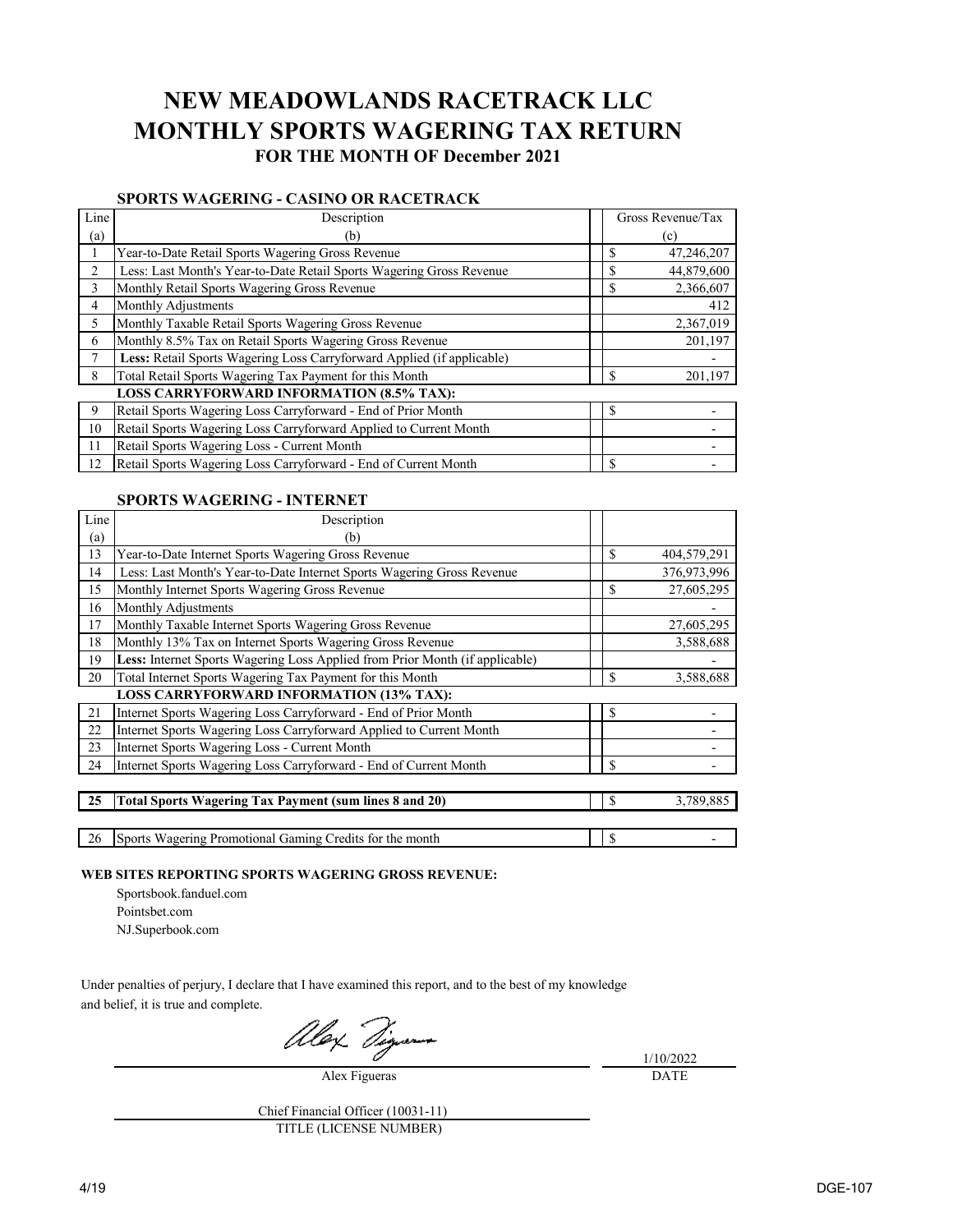# NEW MEADOWLANDS RACETRACK LLC
# MONTHLY SPORTS WAGERING TAX RETURN
### FOR THE MONTH OF December 2021

**SPORTS WAGERING - CASINO OR RACETRACK**

| Line (a) | Description (b) | Gross Revenue/Tax (c) |
|---|---|---|
| 1 | Year-to-Date Retail Sports Wagering Gross Revenue | $ 47,246,207 |
| 2 | Less: Last Month's Year-to-Date Retail Sports Wagering Gross Revenue | $ 44,879,600 |
| 3 | Monthly Retail Sports Wagering Gross Revenue | $ 2,366,607 |
| 4 | Monthly Adjustments | 412 |
| 5 | Monthly Taxable Retail Sports Wagering Gross Revenue | 2,367,019 |
| 6 | Monthly 8.5% Tax on Retail Sports Wagering Gross Revenue | 201,197 |
| 7 | **Less:** Retail Sports Wagering Loss Carryforward Applied (if applicable) | - |
| 8 | Total Retail Sports Wagering Tax Payment for this Month | $ 201,197 |
| | **LOSS CARRYFORWARD INFORMATION (8.5% TAX):** | |
| 9 | Retail Sports Wagering Loss Carryforward - End of Prior Month | $ - |
| 10 | Retail Sports Wagering Loss Carryforward Applied to Current Month | - |
| 11 | Retail Sports Wagering Loss - Current Month | - |
| 12 | Retail Sports Wagering Loss Carryforward - End of Current Month | $ - |

**SPORTS WAGERING - INTERNET**

| Line (a) | Description (b) | |
|---|---|---|
| 13 | Year-to-Date Internet Sports Wagering Gross Revenue | $ 404,579,291 |
| 14 | Less: Last Month's Year-to-Date Internet Sports Wagering Gross Revenue | 376,973,996 |
| 15 | Monthly Internet Sports Wagering Gross Revenue | $ 27,605,295 |
| 16 | Monthly Adjustments | - |
| 17 | Monthly Taxable Internet Sports Wagering Gross Revenue | 27,605,295 |
| 18 | Monthly 13% Tax on Internet Sports Wagering Gross Revenue | 3,588,688 |
| 19 | **Less:** Internet Sports Wagering Loss Applied from Prior Month (if applicable) | - |
| 20 | Total Internet Sports Wagering Tax Payment for this Month | $ 3,588,688 |
| | **LOSS CARRYFORWARD INFORMATION (13% TAX):** | |
| 21 | Internet Sports Wagering Loss Carryforward - End of Prior Month | $ - |
| 22 | Internet Sports Wagering Loss Carryforward Applied to Current Month | - |
| 23 | Internet Sports Wagering Loss - Current Month | - |
| 24 | Internet Sports Wagering Loss Carryforward - End of Current Month | $ - |
| **25** | **Total Sports Wagering Tax Payment (sum lines 8 and 20)** | $ 3,789,885 |
| 26 | Sports Wagering Promotional Gaming Credits for the month | $ - |

**WEB SITES REPORTING SPORTS WAGERING GROSS REVENUE:**

Sportsbook.fanduel.com
Pointsbet.com
NJ.Superbook.com

Under penalties of perjury, I declare that I have examined this report, and to the best of my knowledge and belief, it is true and complete.

Alex Figueras — DATE: 1/10/2022

Chief Financial Officer (10031-11)
TITLE (LICENSE NUMBER)

4/19 DGE-107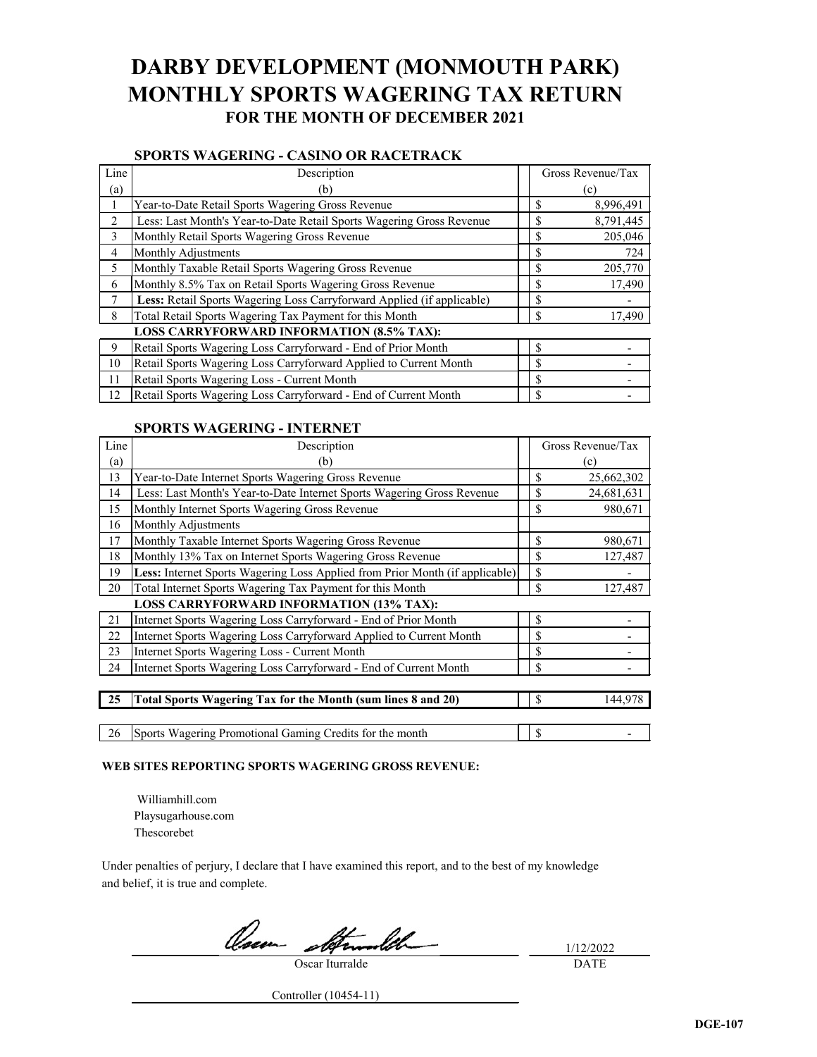# DARBY DEVELOPMENT (MONMOUTH PARK)
# MONTHLY SPORTS WAGERING TAX RETURN
### FOR THE MONTH OF DECEMBER 2021

#### SPORTS WAGERING - CASINO OR RACETRACK

| Line (a) | Description (b) | Gross Revenue/Tax (c) |
|---|---|---|
| 1 | Year-to-Date Retail Sports Wagering Gross Revenue | $ 8,996,491 |
| 2 | Less: Last Month's Year-to-Date Retail Sports Wagering Gross Revenue | $ 8,791,445 |
| 3 | Monthly Retail Sports Wagering Gross Revenue | $ 205,046 |
| 4 | Monthly Adjustments | $ 724 |
| 5 | Monthly Taxable Retail Sports Wagering Gross Revenue | $ 205,770 |
| 6 | Monthly 8.5% Tax on Retail Sports Wagering Gross Revenue | $ 17,490 |
| 7 | **Less:** Retail Sports Wagering Loss Carryforward Applied (if applicable) | $ - |
| 8 | Total Retail Sports Wagering Tax Payment for this Month | $ 17,490 |
| | **LOSS CARRYFORWARD INFORMATION (8.5% TAX):** | |
| 9 | Retail Sports Wagering Loss Carryforward - End of Prior Month | $ - |
| 10 | Retail Sports Wagering Loss Carryforward Applied to Current Month | $ - |
| 11 | Retail Sports Wagering Loss - Current Month | $ - |
| 12 | Retail Sports Wagering Loss Carryforward - End of Current Month | $ - |

#### SPORTS WAGERING - INTERNET

| Line (a) | Description (b) | Gross Revenue/Tax (c) |
|---|---|---|
| 13 | Year-to-Date Internet Sports Wagering Gross Revenue | $ 25,662,302 |
| 14 | Less: Last Month's Year-to-Date Internet Sports Wagering Gross Revenue | $ 24,681,631 |
| 15 | Monthly Internet Sports Wagering Gross Revenue | $ 980,671 |
| 16 | Monthly Adjustments | |
| 17 | Monthly Taxable Internet Sports Wagering Gross Revenue | $ 980,671 |
| 18 | Monthly 13% Tax on Internet Sports Wagering Gross Revenue | $ 127,487 |
| 19 | **Less:** Internet Sports Wagering Loss Applied from Prior Month (if applicable) | $ - |
| 20 | Total Internet Sports Wagering Tax Payment for this Month | $ 127,487 |
| | **LOSS CARRYFORWARD INFORMATION (13% TAX):** | |
| 21 | Internet Sports Wagering Loss Carryforward - End of Prior Month | $ - |
| 22 | Internet Sports Wagering Loss Carryforward Applied to Current Month | $ - |
| 23 | Internet Sports Wagering Loss - Current Month | $ - |
| 24 | Internet Sports Wagering Loss Carryforward - End of Current Month | $ - |
| **25** | **Total Sports Wagering Tax for the Month (sum lines 8 and 20)** | $ 144,978 |
| 26 | Sports Wagering Promotional Gaming Credits for the month | $ - |

**WEB SITES REPORTING SPORTS WAGERING GROSS REVENUE:**

Williamhill.com
Playsugarhouse.com
Thescorebet

Under penalties of perjury, I declare that I have examined this report, and to the best of my knowledge and belief, it is true and complete.

Oscar Iturralde — DATE: 1/12/2022

Controller (10454-11)

DGE-107